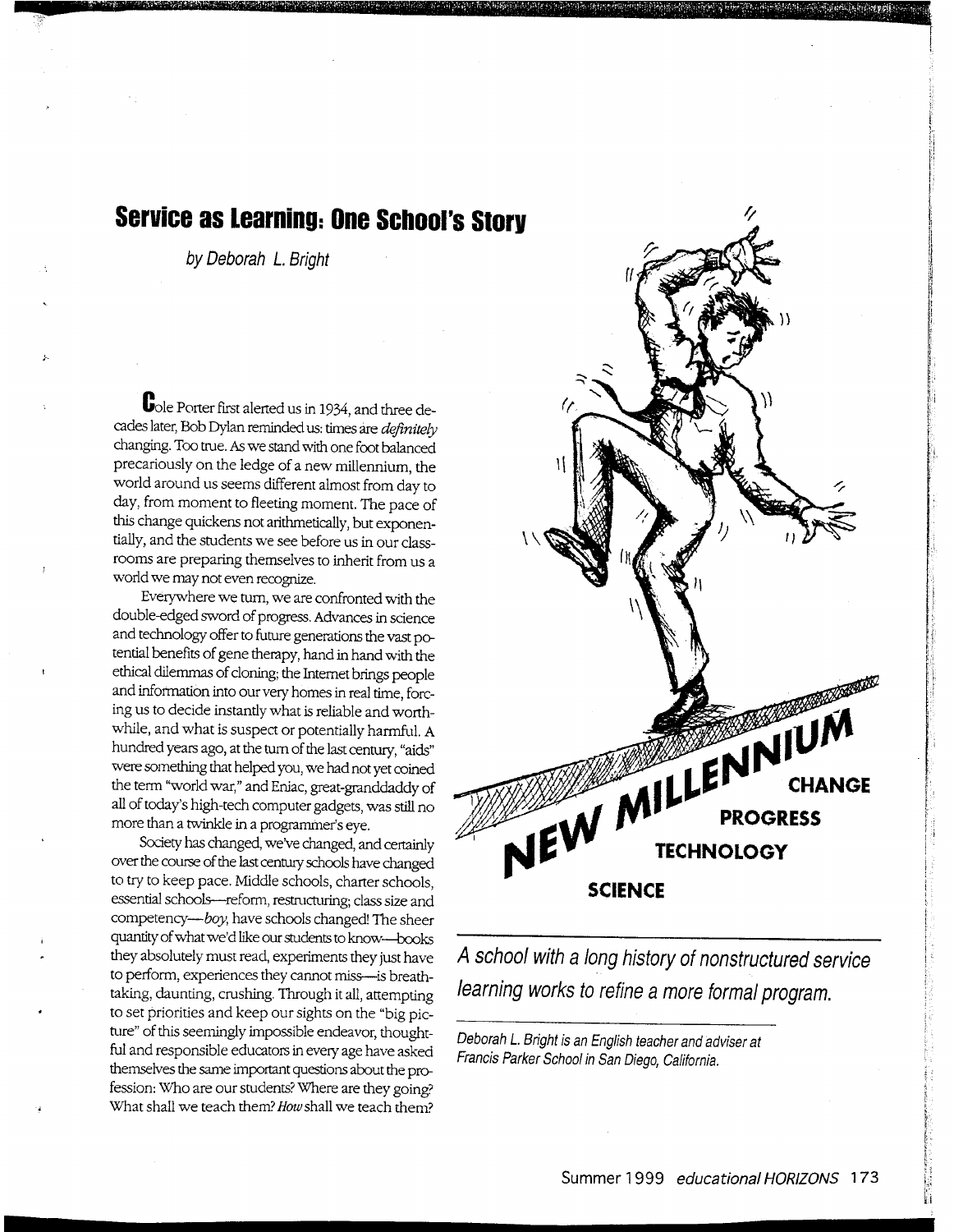# Service as Learning: One School's Story

*by Deborah L. Bright*

*A school with a long history of nonstructured service learning works to refine a more formal program.*

*Deborah L. Bright is an English teacher and adviser at Francis Parker School in San Diego, California.*

Cole Porter first alerted us in 1934, and three decades later, Bob Dylan reminded us: times are *definitely* changing. Too true. As we stand with one foot balanced precariously on the ledge of a new millennium, the world around us seems different almost from day to day, from moment to fleeting moment. The pace of this change quickens not arithmetically, but exponentially, and the students we see before us in our classrooms are preparing themselves to inherit from us a world we may not even recognize.

Everywhere we turn, we are confronted with the double-edged sword of progress. Advances in science and technology offer to future generations the vast potential benefits of gene therapy, hand in hand with the ethical dilemmas of cloning; the Internet brings people and information into our very homes in real time, forcing us to decide instantly what is reliable and worthwhile, and what is suspect or potentially harmful. A hundred years ago, at the turn of the last century, "aids" were something that helped you, we had not yet coined the term "world war," and Eniac, great-granddaddy of all of today's high-tech computer gadgets, was still no more than a twinkle in a programmer's eye.

Society has changed, we've changed, and certainly over the course of the last century schools have changed to try to keep pace. Middle schools, charter schools, essential schools—reform, restructuring; class size and competency—*boy*, have schools changed! The sheer quantity of what we'd like our students to know—books they absolutely must read, experiments they just have to perform, experiences they cannot miss—is breathtaking, daunting, crushing. Through it all, attempting to set priorities and keep our sights on the "big picture" of this seemingly impossible endeavor, thoughtful and responsible educators in every age have asked themselves the same important questions about the profession: Who are our students? Where are they going? What shall we teach them? *How* shall we teach them?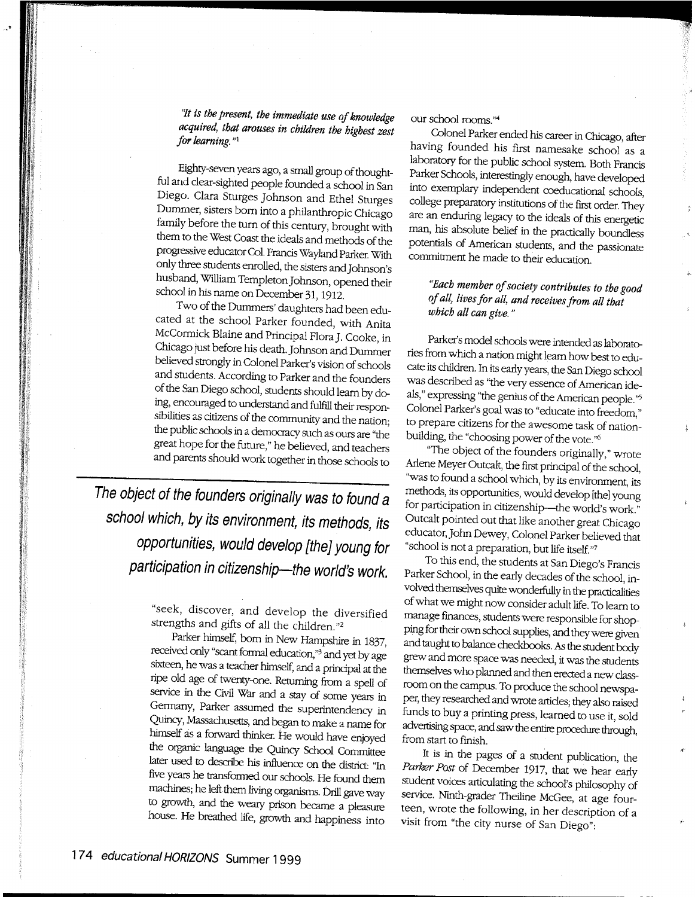*"It is the present, the immediate use of knowledge acquired, that arouses in children the highest zest for learning."*[1]

Eighty-seven years ago, a small group of thoughtful and clear-sighted people founded a school in San Diego. Clara Sturges Johnson and Ethel Sturges Dummer, sisters born into a philanthropic Chicago family before the turn of this century, brought with them to the West Coast the ideals and methods of the progressive educator Col. Francis Wayland Parker. With only three students enrolled, the sisters and Johnson's husband, William Templeton Johnson, opened their school in his name on December 31, 1912.

Two of the Dummers' daughters had been educated at the school Parker founded, with Anita McCormick Blaine and Principal Flora J. Cooke, in Chicago just before his death. Johnson and Dummer believed strongly in Colonel Parker's vision of schools and students. According to Parker and the founders of the San Diego school, students should learn by doing, encouraged to understand and fulfill their responsibilities as citizens of the community and the nation; the public schools in a democracy such as ours are "the great hope for the future," he believed, and teachers and parents should work together in those schools to "seek, discover, and develop the diversified strengths and gifts of all the children."[2]

**The object of the founders originally was to found a school which, by its environment, its methods, its opportunities, would develop [the] young for participation in citizenship—the world's work.**

Parker himself, born in New Hampshire in 1837, received only "scant formal education,"[3] and yet by age sixteen, he was a teacher himself, and a principal at the ripe old age of twenty-one. Returning from a spell of service in the Civil War and a stay of some years in Germany, Parker assumed the superintendency in Quincy, Massachusetts, and began to make a name for himself as a forward thinker. He would have enjoyed the organic language the Quincy School Committee later used to describe his influence on the district: "In five years he transformed our schools. He found them machines; he left them living organisms. Drill gave way to growth, and the weary prison became a pleasure house. He breathed life, growth and happiness into our school rooms."[4]

Colonel Parker ended his career in Chicago, after having founded his first namesake school as a laboratory for the public school system. Both Francis Parker Schools, interestingly enough, have developed into exemplary independent coeducational schools, college preparatory institutions of the first order. They are an enduring legacy to the ideals of this energetic man, his absolute belief in the practically boundless potentials of American students, and the passionate commitment he made to their education.

*"Each member of society contributes to the good of all, lives for all, and receives from all that which all can give."*

Parker's model schools were intended as laboratories from which a nation might learn how best to educate its children. In its early years, the San Diego school was described as "the very essence of American ideals," expressing "the genius of the American people."[5] Colonel Parker's goal was to "educate into freedom," to prepare citizens for the awesome task of nation-building, the "choosing power of the vote."[6]

"The object of the founders originally," wrote Arlene Meyer Outcalt, the first principal of the school, "was to found a school which, by its environment, its methods, its opportunities, would develop [the] young for participation in citizenship—the world's work." Outcalt pointed out that like another great Chicago educator, John Dewey, Colonel Parker believed that "school is not a preparation, but life itself."[7]

To this end, the students at San Diego's Francis Parker School, in the early decades of the school, involved themselves quite wonderfully in the practicalities of what we might now consider adult life. To learn to manage finances, students were responsible for shopping for their own school supplies, and they were given and taught to balance checkbooks. As the student body grew and more space was needed, it was the students themselves who planned and then erected a new classroom on the campus. To produce the school newspaper, they researched and wrote articles; they also raised funds to buy a printing press, learned to use it, sold advertising space, and saw the entire procedure through, from start to finish.

It is in the pages of a student publication, the *Parker Post* of December 1917, that we hear early student voices articulating the school's philosophy of service. Ninth-grader Theiline McGee, at age fourteen, wrote the following, in her description of a visit from "the city nurse of San Diego":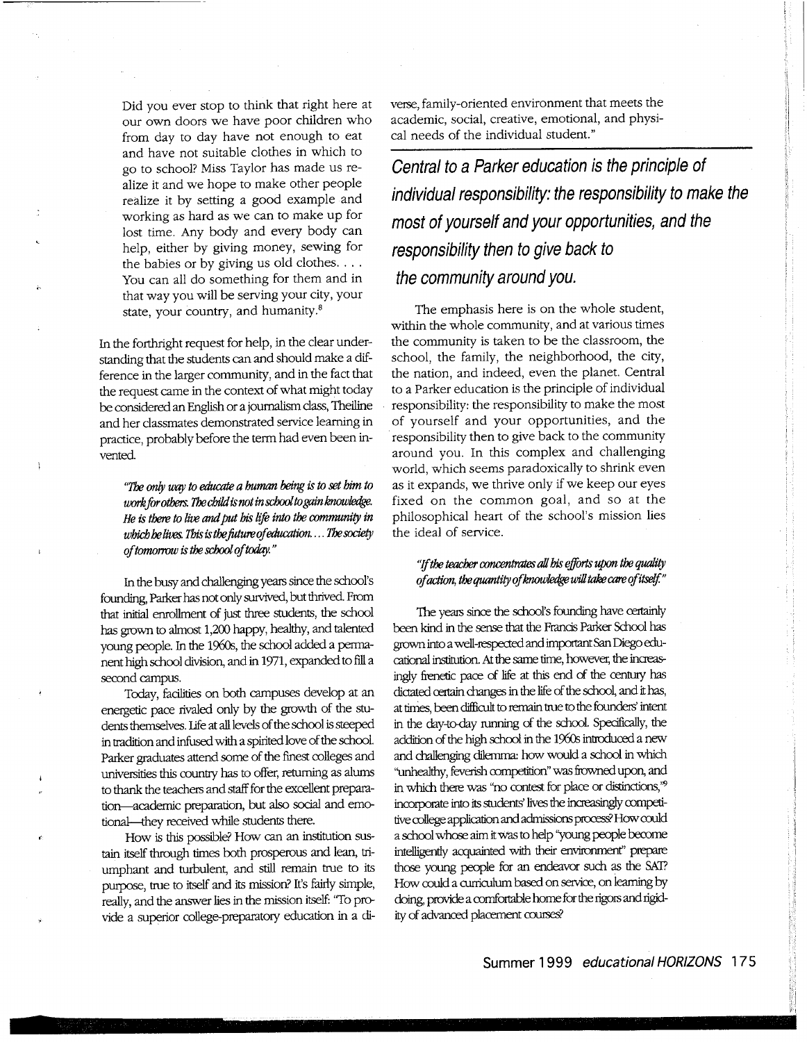> Did you ever stop to think that right here at our own doors we have poor children who from day to day have not enough to eat and have not suitable clothes in which to go to school? Miss Taylor has made us realize it and we hope to make other people realize it by setting a good example and working as hard as we can to make up for lost time. Any body and every body can help, either by giving money, sewing for the babies or by giving us old clothes. . . . You can all do something for them and in that way you will be serving your city, your state, your country, and humanity.[8]

In the forthright request for help, in the clear understanding that the students can and should make a difference in the larger community, and in the fact that the request came in the context of what might today be considered an English or a journalism class, Theiline and her classmates demonstrated service learning in practice, probably before the term had even been invented.

> *"The only way to educate a human being is to set him to work for others. The child is not in school to gain knowledge. He is there to live and put his life into the community in which he lives. This is the future of education. . . . The society of tomorrow is the school of today."*

In the busy and challenging years since the school's founding, Parker has not only survived, but thrived. From that initial enrollment of just three students, the school has grown to almost 1,200 happy, healthy, and talented young people. In the 1960s, the school added a permanent high school division, and in 1971, expanded to fill a second campus.

Today, facilities on both campuses develop at an energetic pace rivaled only by the growth of the students themselves. Life at all levels of the school is steeped in tradition and infused with a spirited love of the school. Parker graduates attend some of the finest colleges and universities this country has to offer, returning as alums to thank the teachers and staff for the excellent preparation—academic preparation, but also social and emotional—they received while students there.

How is this possible? How can an institution sustain itself through times both prosperous and lean, triumphant and turbulent, and still remain true to its purpose, true to itself and its mission? It's fairly simple, really, and the answer lies in the mission itself: "To provide a superior college-preparatory education in a diverse, family-oriented environment that meets the academic, social, creative, emotional, and physical needs of the individual student."

***Central to a Parker education is the principle of individual responsibility: the responsibility to make the most of yourself and your opportunities, and the responsibility then to give back to the community around you.***

The emphasis here is on the whole student, within the whole community, and at various times the community is taken to be the classroom, the school, the family, the neighborhood, the city, the nation, and indeed, even the planet. Central to a Parker education is the principle of individual responsibility: the responsibility to make the most of yourself and your opportunities, and the responsibility then to give back to the community around you. In this complex and challenging world, which seems paradoxically to shrink even as it expands, we thrive only if we keep our eyes fixed on the common goal, and so at the philosophical heart of the school's mission lies the ideal of service.

> *"If the teacher concentrates all his efforts upon the quality of action, the quantity of knowledge will take care of itself."*

The years since the school's founding have certainly been kind in the sense that the Francis Parker School has grown into a well-respected and important San Diego educational institution. At the same time, however, the increasingly frenetic pace of life at this end of the century has dictated certain changes in the life of the school, and it has, at times, been difficult to remain true to the founders' intent in the day-to-day running of the school. Specifically, the addition of the high school in the 1960s introduced a new and challenging dilemma: how would a school in which "unhealthy, feverish competition" was frowned upon, and in which there was "no contest for place or distinctions,"[9] incorporate into its students' lives the increasingly competitive college application and admissions process? How could a school whose aim it was to help "young people become intelligently acquainted with their environment" prepare those young people for an endeavor such as the SAT? How could a curriculum based on service, on learning by doing, provide a comfortable home for the rigors and rigidity of advanced placement courses?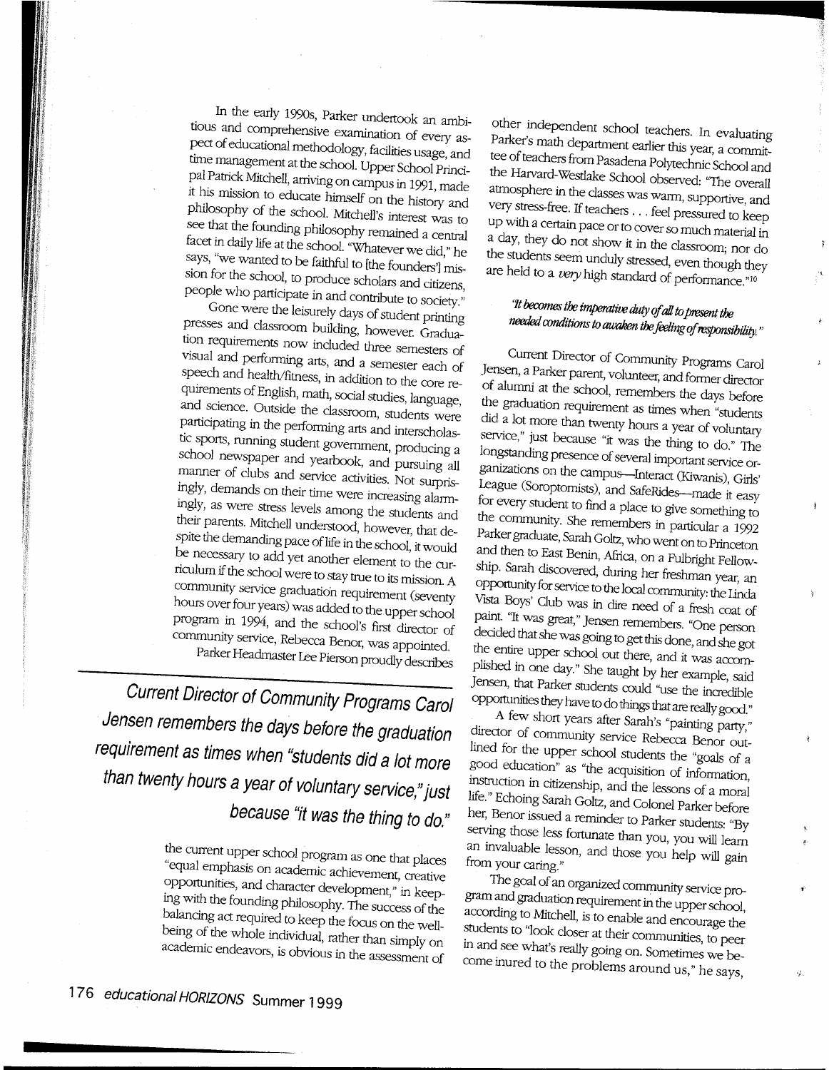In the early 1990s, Parker undertook an ambitious and comprehensive examination of every aspect of educational methodology, facilities usage, and time management at the school. Upper School Principal Patrick Mitchell, arriving on campus in 1991, made it his mission to educate himself on the history and philosophy of the school. Mitchell's interest was to see that the founding philosophy remained a central facet in daily life at the school. "Whatever we did," he says, "we wanted to be faithful to [the founders'] mission for the school, to produce scholars and citizens, people who participate in and contribute to society."

Gone were the leisurely days of student printing presses and classroom building, however. Graduation requirements now included three semesters of visual and performing arts, and a semester each of speech and health/fitness, in addition to the core requirements of English, math, social studies, language, and science. Outside the classroom, students were participating in the performing arts and interscholastic sports, running student government, producing a school newspaper and yearbook, and pursuing all manner of clubs and service activities. Not surprisingly, demands on their time were increasing alarmingly, as were stress levels among the students and their parents. Mitchell understood, however, that despite the demanding pace of life in the school, it would be necessary to add yet another element to the curriculum if the school were to stay true to its mission. A community service graduation requirement (seventy hours over four years) was added to the upper school program in 1994, and the school's first director of community service, Rebecca Benor, was appointed.

Parker Headmaster Lee Pierson proudly describes the current upper school program as one that places "equal emphasis on academic achievement, creative opportunities, and character development," in keeping with the founding philosophy. The success of the balancing act required to keep the focus on the well-being of the whole individual, rather than simply on academic endeavors, is obvious in the assessment of other independent school teachers. In evaluating Parker's math department earlier this year, a committee of teachers from Pasadena Polytechnic School and the Harvard-Westlake School observed: "The overall atmosphere in the classes was warm, supportive, and very stress-free. If teachers . . . feel pressured to keep up with a certain pace or to cover so much material in a day, they do not show it in the classroom; nor do the students seem unduly stressed, even though they are held to a *very* high standard of performance."[10]

> *Current Director of Community Programs Carol Jensen remembers the days before the graduation requirement as times when "students did a lot more than twenty hours a year of voluntary service," just because "it was the thing to do."*

*"It becomes the imperative duty of all to present the needed conditions to awaken the feeling of responsibility."*

Current Director of Community Programs Carol Jensen, a Parker parent, volunteer, and former director of alumni at the school, remembers the days before the graduation requirement as times when "students did a lot more than twenty hours a year of voluntary service," just because "it was the thing to do." The longstanding presence of several important service organizations on the campus—Interact (Kiwanis), Girls' League (Soroptomists), and SafeRides—made it easy for every student to find a place to give something to the community. She remembers in particular a 1992 Parker graduate, Sarah Goltz, who went on to Princeton and then to East Benin, Africa, on a Fulbright Fellowship. Sarah discovered, during her freshman year, an opportunity for service to the local community: the Linda Vista Boys' Club was in dire need of a fresh coat of paint. "It was great," Jensen remembers. "One person decided that she was going to get this done, and she got the entire upper school out there, and it was accomplished in one day." She taught by her example, said Jensen, that Parker students could "use the incredible opportunities they have to do things that are really good."

A few short years after Sarah's "painting party," director of community service Rebecca Benor outlined for the upper school students the "goals of a good education" as "the acquisition of information, instruction in citizenship, and the lessons of a moral life." Echoing Sarah Goltz, and Colonel Parker before her, Benor issued a reminder to Parker students: "By serving those less fortunate than you, you will learn an invaluable lesson, and those you help will gain from your caring."

The goal of an organized community service program and graduation requirement in the upper school, according to Mitchell, is to enable and encourage the students to "look closer at their communities, to peer in and see what's really going on. Sometimes we become inured to the problems around us," he says,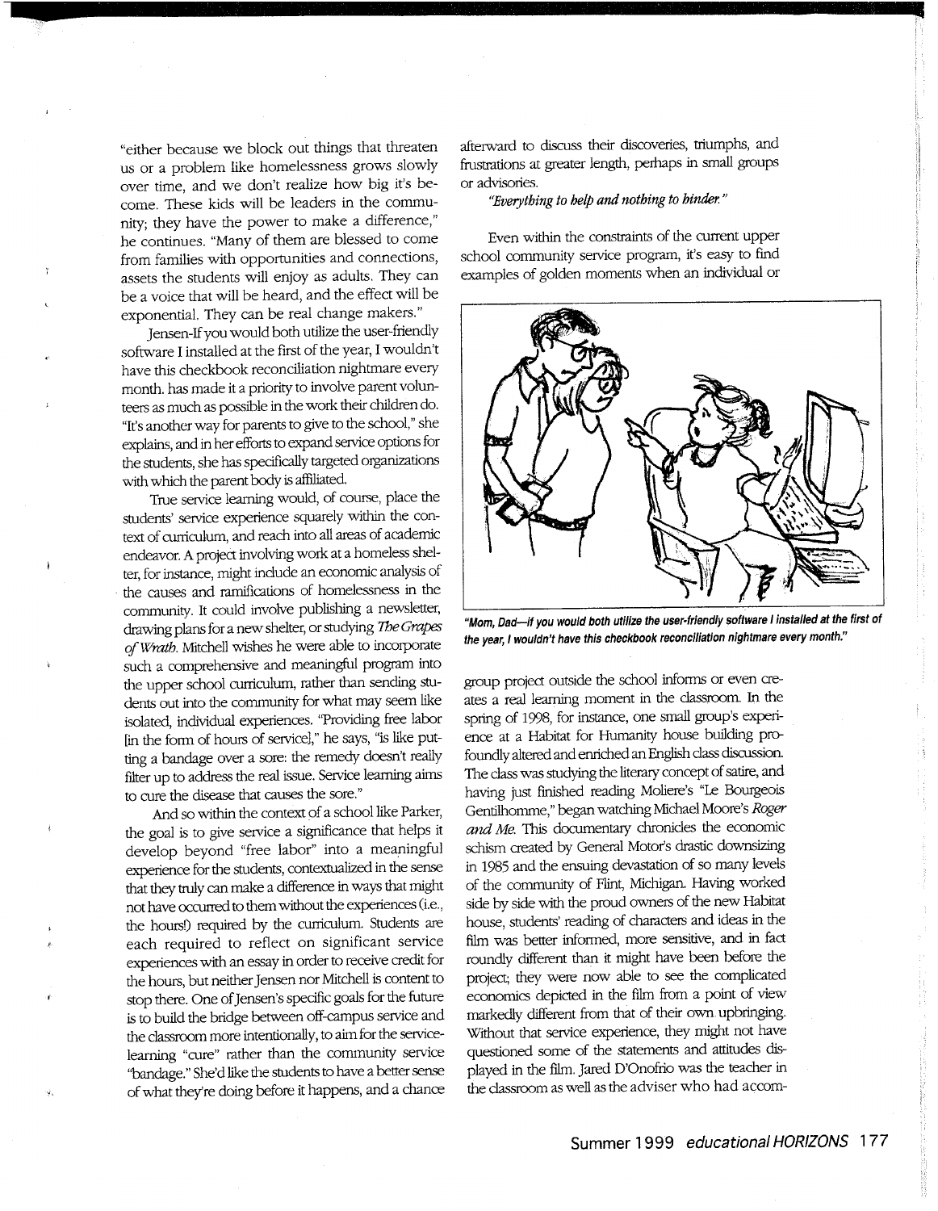"either because we block out things that threaten us or a problem like homelessness grows slowly over time, and we don't realize how big it's become. These kids will be leaders in the community; they have the power to make a difference," he continues. "Many of them are blessed to come from families with opportunities and connections, assets the students will enjoy as adults. They can be a voice that will be heard, and the effect will be exponential. They can be real change makers."

Jensen-If you would both utilize the user-friendly software I installed at the first of the year, I wouldn't have this checkbook reconciliation nightmare every month. has made it a priority to involve parent volunteers as much as possible in the work their children do. "It's another way for parents to give to the school," she explains, and in her efforts to expand service options for the students, she has specifically targeted organizations with which the parent body is affiliated.

True service learning would, of course, place the students' service experience squarely within the context of curriculum, and reach into all areas of academic endeavor. A project involving work at a homeless shelter, for instance, might include an economic analysis of the causes and ramifications of homelessness in the community. It could involve publishing a newsletter, drawing plans for a new shelter, or studying *The Grapes of Wrath*. Mitchell wishes he were able to incorporate such a comprehensive and meaningful program into the upper school curriculum, rather than sending students out into the community for what may seem like isolated, individual experiences. "Providing free labor [in the form of hours of service]," he says, "is like putting a bandage over a sore: the remedy doesn't really filter up to address the real issue. Service learning aims to cure the disease that causes the sore."

And so within the context of a school like Parker, the goal is to give service a significance that helps it develop beyond "free labor" into a meaningful experience for the students, contextualized in the sense that they truly can make a difference in ways that might not have occurred to them without the experiences (i.e., the hours!) required by the curriculum. Students are each required to reflect on significant service experiences with an essay in order to receive credit for the hours, but neither Jensen nor Mitchell is content to stop there. One of Jensen's specific goals for the future is to build the bridge between off-campus service and the classroom more intentionally, to aim for the service-learning "cure" rather than the community service "bandage." She'd like the students to have a better sense of what they're doing before it happens, and a chance afterward to discuss their discoveries, triumphs, and frustrations at greater length, perhaps in small groups or advisories.

*"Everything to help and nothing to hinder."*

Even within the constraints of the current upper school community service program, it's easy to find examples of golden moments when an individual or group project outside the school informs or even creates a real learning moment in the classroom. In the spring of 1998, for instance, one small group's experience at a Habitat for Humanity house building profoundly altered and enriched an English class discussion. The class was studying the literary concept of satire, and having just finished reading Moliere's "Le Bourgeois Gentilhomme," began watching Michael Moore's *Roger and Me*. This documentary chronicles the economic schism created by General Motor's drastic downsizing in 1985 and the ensuing devastation of so many levels of the community of Flint, Michigan. Having worked side by side with the proud owners of the new Habitat house, students' reading of characters and ideas in the film was better informed, more sensitive, and in fact roundly different than it might have been before the project; they were now able to see the complicated economics depicted in the film from a point of view markedly different from that of their own upbringing. Without that service experience, they might not have questioned some of the statements and attitudes displayed in the film. Jared D'Onofrio was the teacher in the classroom as well as the adviser who had accom-

**"Mom, Dad—If you would both utilize the user-friendly software I installed at the first of the year, I wouldn't have this checkbook reconciliation nightmare every month."**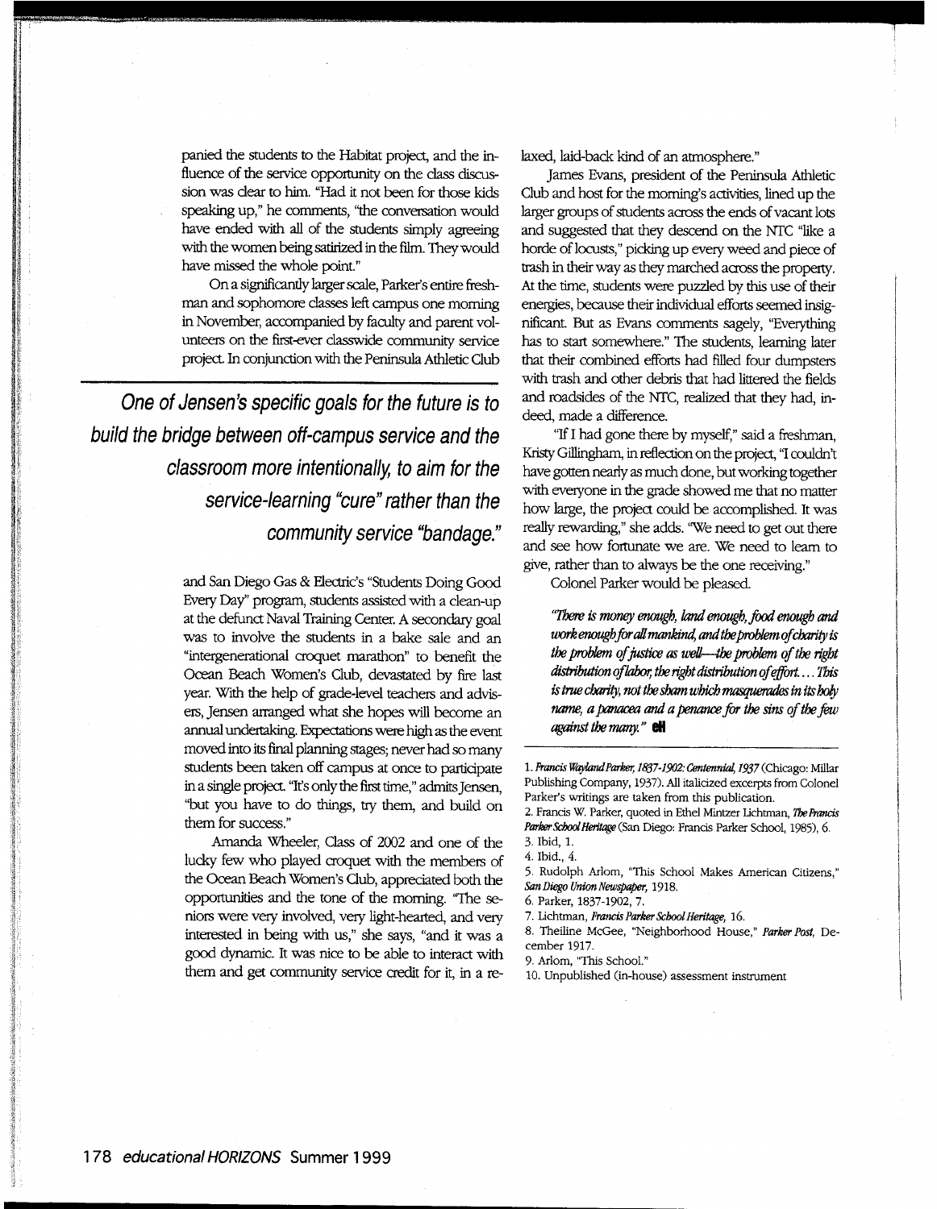panied the students to the Habitat project, and the influence of the service opportunity on the class discussion was clear to him. "Had it not been for those kids speaking up," he comments, "the conversation would have ended with all of the students simply agreeing with the women being satirized in the film. They would have missed the whole point."

On a significantly larger scale, Parker's entire freshman and sophomore classes left campus one morning in November, accompanied by faculty and parent volunteers on the first-ever classwide community service project. In conjunction with the Peninsula Athletic Club

**_One of Jensen's specific goals for the future is to build the bridge between off-campus service and the classroom more intentionally, to aim for the service-learning "cure" rather than the community service "bandage."_**

and San Diego Gas & Electric's "Students Doing Good Every Day" program, students assisted with a clean-up at the defunct Naval Training Center. A secondary goal was to involve the students in a bake sale and an "intergenerational croquet marathon" to benefit the Ocean Beach Women's Club, devastated by fire last year. With the help of grade-level teachers and advisers, Jensen arranged what she hopes will become an annual undertaking. Expectations were high as the event moved into its final planning stages; never had so many students been taken off campus at once to participate in a single project. "It's only the first time," admits Jensen, "but you have to do things, try them, and build on them for success."

Amanda Wheeler, Class of 2002 and one of the lucky few who played croquet with the members of the Ocean Beach Women's Club, appreciated both the opportunities and the tone of the morning. "The seniors were very involved, very light-hearted, and very interested in being with us," she says, "and it was a good dynamic. It was nice to be able to interact with them and get community service credit for it, in a relaxed, laid-back kind of an atmosphere."

James Evans, president of the Peninsula Athletic Club and host for the morning's activities, lined up the larger groups of students across the ends of vacant lots and suggested that they descend on the NTC "like a horde of locusts," picking up every weed and piece of trash in their way as they marched across the property. At the time, students were puzzled by this use of their energies, because their individual efforts seemed insignificant. But as Evans comments sagely, "Everything has to start somewhere." The students, learning later that their combined efforts had filled four dumpsters with trash and other debris that had littered the fields and roadsides of the NTC, realized that they had, indeed, made a difference.

"If I had gone there by myself," said a freshman, Kristy Gillingham, in reflection on the project, "I couldn't have gotten nearly as much done, but working together with everyone in the grade showed me that no matter how large, the project could be accomplished. It was really rewarding," she adds. "We need to get out there and see how fortunate we are. We need to learn to give, rather than to always be the one receiving."

Colonel Parker would be pleased.

*"There is money enough, land enough, food enough and work enough for all mankind, and the problem of charity is the problem of justice as well—the problem of the right distribution of labor, the right distribution of effort. . . . This is true charity, not the sham which masquerades in its holy name, a panacea and a penance for the sins of the few against the many."* **eH**

---

1. *Francis Wayland Parker, 1837-1902: Centennial, 1937* (Chicago: Millar Publishing Company, 1937). All italicized excerpts from Colonel Parker's writings are taken from this publication.
2. Francis W. Parker, quoted in Ethel Mintzer Lichtman, *The Francis Parker School Heritage* (San Diego: Francis Parker School, 1985), 6.
3. Ibid, 1.
4. Ibid., 4.
5. Rudolph Arlom, "This School Makes American Citizens," *San Diego Union Newspaper*, 1918.
6. Parker, 1837-1902, 7.
7. Lichtman, *Francis Parker School Heritage,* 16.
8. Theiline McGee, "Neighborhood House," *Parker Post*, December 1917.
9. Arlom, "This School."
10. Unpublished (in-house) assessment instrument